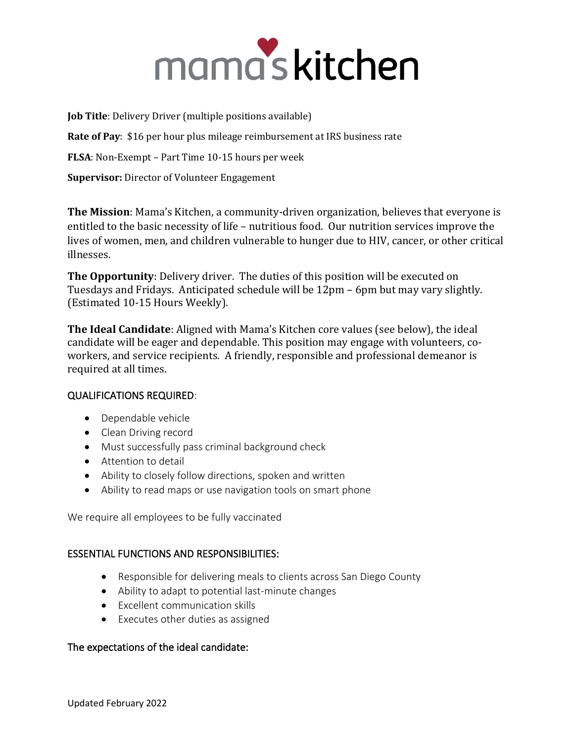# mama's kitchen

**Job Title**: Delivery Driver (multiple positions available)

**Rate of Pay**: $16 per hour plus mileage reimbursement at IRS business rate

**FLSA**: Non-Exempt – Part Time 10-15 hours per week

**Supervisor:** Director of Volunteer Engagement

**The Mission**: Mama's Kitchen, a community-driven organization, believes that everyone is entitled to the basic necessity of life – nutritious food. Our nutrition services improve the lives of women, men, and children vulnerable to hunger due to HIV, cancer, or other critical illnesses.

**The Opportunity**: Delivery driver. The duties of this position will be executed on Tuesdays and Fridays. Anticipated schedule will be 12pm – 6pm but may vary slightly. (Estimated 10-15 Hours Weekly).

**The Ideal Candidate**: Aligned with Mama's Kitchen core values (see below), the ideal candidate will be eager and dependable. This position may engage with volunteers, co-workers, and service recipients. A friendly, responsible and professional demeanor is required at all times.

## QUALIFICATIONS REQUIRED:

- Dependable vehicle
- Clean Driving record
- Must successfully pass criminal background check
- Attention to detail
- Ability to closely follow directions, spoken and written
- Ability to read maps or use navigation tools on smart phone

We require all employees to be fully vaccinated

## ESSENTIAL FUNCTIONS AND RESPONSIBILITIES:

- Responsible for delivering meals to clients across San Diego County
- Ability to adapt to potential last-minute changes
- Excellent communication skills
- Executes other duties as assigned

## The expectations of the ideal candidate:

Updated February 2022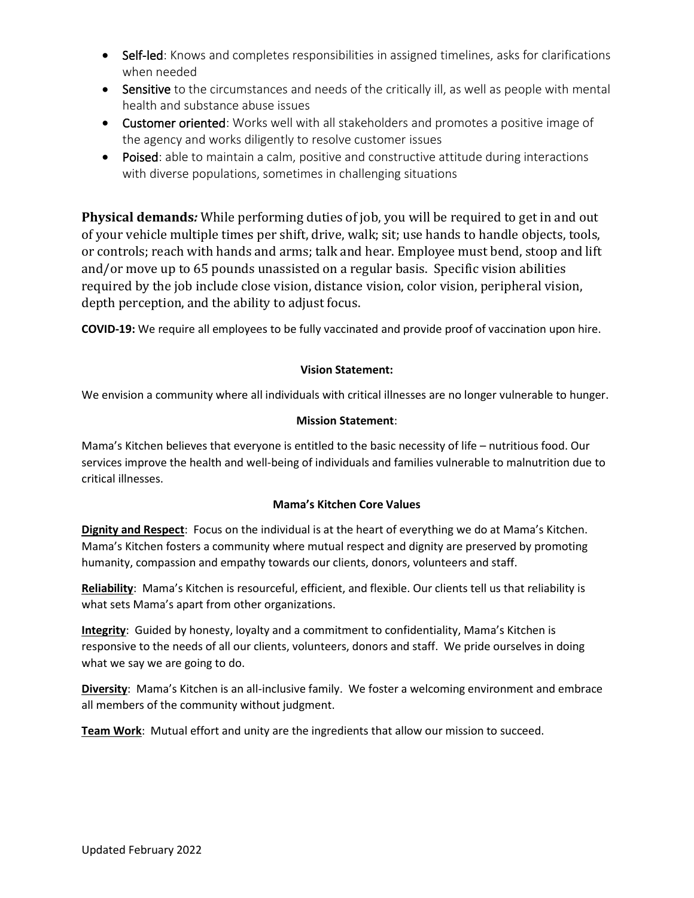- **Self-led**: Knows and completes responsibilities in assigned timelines, asks for clarifications when needed
- **Sensitive** to the circumstances and needs of the critically ill, as well as people with mental health and substance abuse issues
- **Customer oriented**: Works well with all stakeholders and promotes a positive image of the agency and works diligently to resolve customer issues
- **Poised**: able to maintain a calm, positive and constructive attitude during interactions with diverse populations, sometimes in challenging situations

**Physical demands*:*** While performing duties of job, you will be required to get in and out of your vehicle multiple times per shift, drive, walk; sit; use hands to handle objects, tools, or controls; reach with hands and arms; talk and hear. Employee must bend, stoop and lift and/or move up to 65 pounds unassisted on a regular basis. Specific vision abilities required by the job include close vision, distance vision, color vision, peripheral vision, depth perception, and the ability to adjust focus.

**COVID-19:** We require all employees to be fully vaccinated and provide proof of vaccination upon hire.

**Vision Statement:**

We envision a community where all individuals with critical illnesses are no longer vulnerable to hunger.

**Mission Statement**:

Mama's Kitchen believes that everyone is entitled to the basic necessity of life – nutritious food. Our services improve the health and well-being of individuals and families vulnerable to malnutrition due to critical illnesses.

**Mama's Kitchen Core Values**

**Dignity and Respect**: Focus on the individual is at the heart of everything we do at Mama's Kitchen. Mama's Kitchen fosters a community where mutual respect and dignity are preserved by promoting humanity, compassion and empathy towards our clients, donors, volunteers and staff.

**Reliability**: Mama's Kitchen is resourceful, efficient, and flexible. Our clients tell us that reliability is what sets Mama's apart from other organizations.

**Integrity**: Guided by honesty, loyalty and a commitment to confidentiality, Mama's Kitchen is responsive to the needs of all our clients, volunteers, donors and staff. We pride ourselves in doing what we say we are going to do.

**Diversity**: Mama's Kitchen is an all-inclusive family. We foster a welcoming environment and embrace all members of the community without judgment.

**Team Work**: Mutual effort and unity are the ingredients that allow our mission to succeed.

Updated February 2022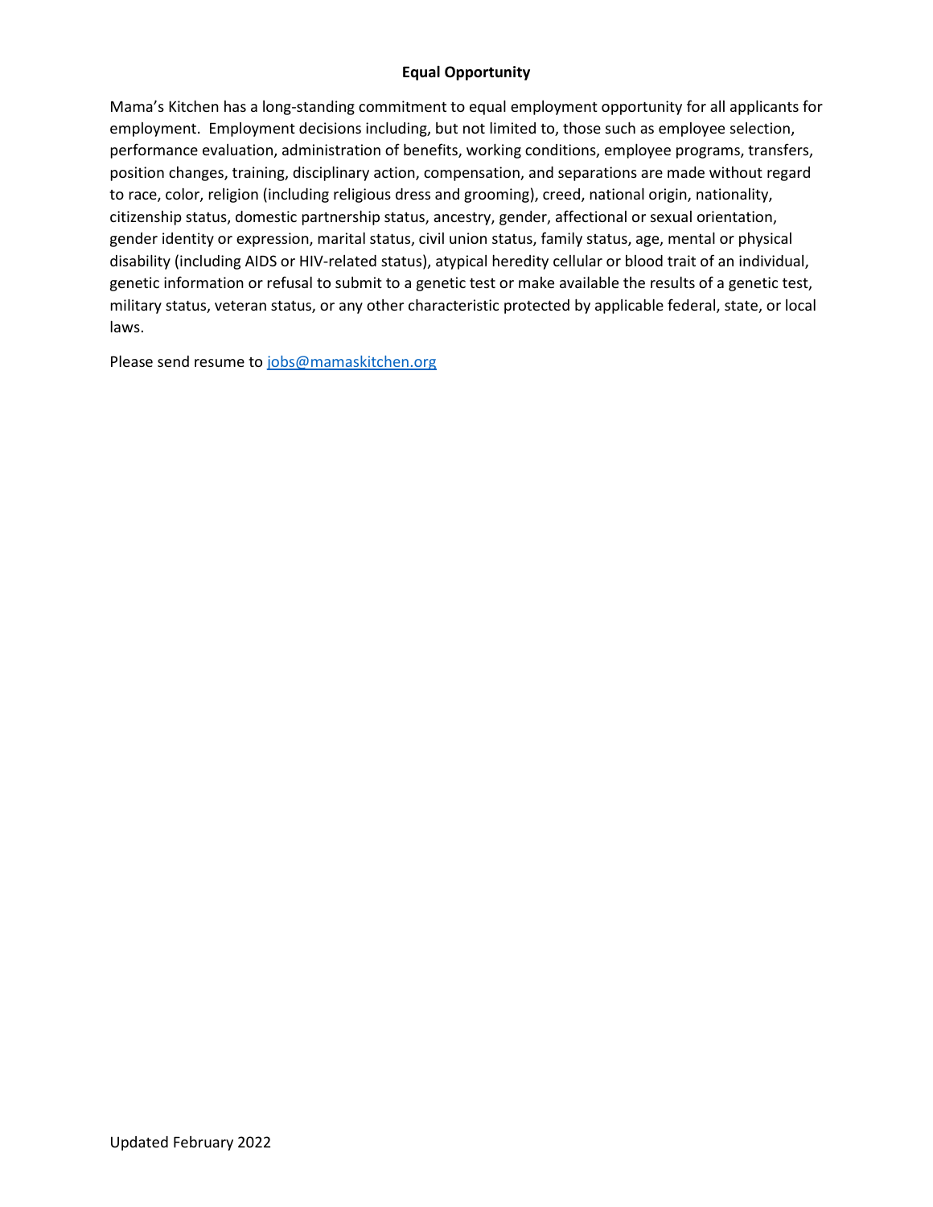**Equal Opportunity**

Mama's Kitchen has a long-standing commitment to equal employment opportunity for all applicants for employment. Employment decisions including, but not limited to, those such as employee selection, performance evaluation, administration of benefits, working conditions, employee programs, transfers, position changes, training, disciplinary action, compensation, and separations are made without regard to race, color, religion (including religious dress and grooming), creed, national origin, nationality, citizenship status, domestic partnership status, ancestry, gender, affectional or sexual orientation, gender identity or expression, marital status, civil union status, family status, age, mental or physical disability (including AIDS or HIV-related status), atypical heredity cellular or blood trait of an individual, genetic information or refusal to submit to a genetic test or make available the results of a genetic test, military status, veteran status, or any other characteristic protected by applicable federal, state, or local laws.

Please send resume to jobs@mamaskitchen.org

Updated February 2022